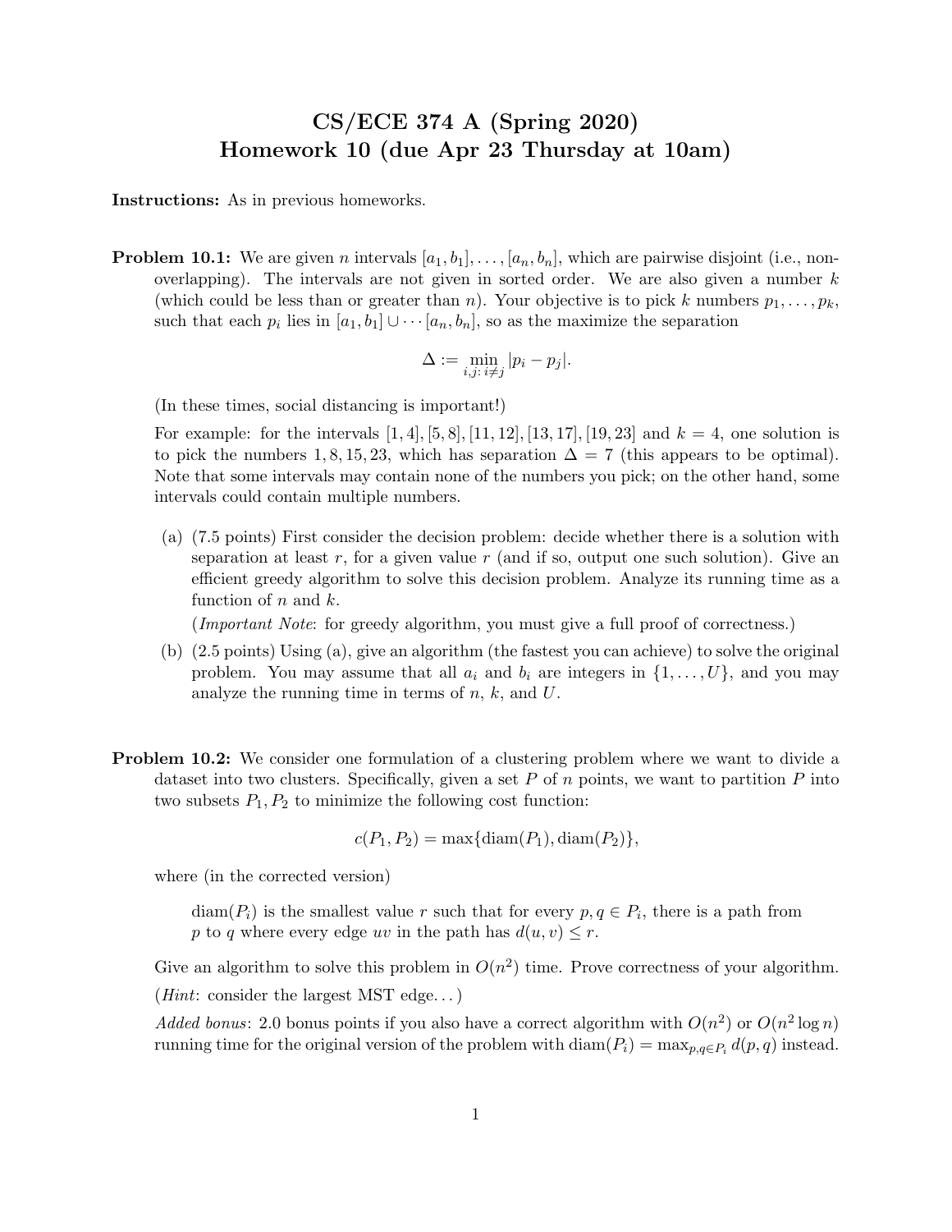# CS/ECE 374 A (Spring 2020)
# Homework 10 (due Apr 23 Thursday at 10am)

**Instructions:** As in previous homeworks.

**Problem 10.1:** We are given $n$ intervals $[a_1, b_1], \ldots, [a_n, b_n]$, which are pairwise disjoint (i.e., non-overlapping). The intervals are not given in sorted order. We are also given a number $k$ (which could be less than or greater than $n$). Your objective is to pick $k$ numbers $p_1, \ldots, p_k$, such that each $p_i$ lies in $[a_1, b_1] \cup \cdots [a_n, b_n]$, so as the maximize the separation

$$\Delta := \min_{i,j:\, i \neq j} |p_i - p_j|.$$

(In these times, social distancing is important!)

For example: for the intervals $[1, 4], [5, 8], [11, 12], [13, 17], [19, 23]$ and $k = 4$, one solution is to pick the numbers $1, 8, 15, 23$, which has separation $\Delta = 7$ (this appears to be optimal). Note that some intervals may contain none of the numbers you pick; on the other hand, some intervals could contain multiple numbers.

(a) (7.5 points) First consider the decision problem: decide whether there is a solution with separation at least $r$, for a given value $r$ (and if so, output one such solution). Give an efficient greedy algorithm to solve this decision problem. Analyze its running time as a function of $n$ and $k$.

(*Important Note*: for greedy algorithm, you must give a full proof of correctness.)

(b) (2.5 points) Using (a), give an algorithm (the fastest you can achieve) to solve the original problem. You may assume that all $a_i$ and $b_i$ are integers in $\{1, \ldots, U\}$, and you may analyze the running time in terms of $n$, $k$, and $U$.

**Problem 10.2:** We consider one formulation of a clustering problem where we want to divide a dataset into two clusters. Specifically, given a set $P$ of $n$ points, we want to partition $P$ into two subsets $P_1, P_2$ to minimize the following cost function:

$$c(P_1, P_2) = \max\{\text{diam}(P_1), \text{diam}(P_2)\},$$

where (in the corrected version)

> $\text{diam}(P_i)$ is the smallest value $r$ such that for every $p, q \in P_i$, there is a path from $p$ to $q$ where every edge $uv$ in the path has $d(u, v) \leq r$.

Give an algorithm to solve this problem in $O(n^2)$ time. Prove correctness of your algorithm.

(*Hint*: consider the largest MST edge...)

*Added bonus*: 2.0 bonus points if you also have a correct algorithm with $O(n^2)$ or $O(n^2 \log n)$ running time for the original version of the problem with $\text{diam}(P_i) = \max_{p,q \in P_i} d(p, q)$ instead.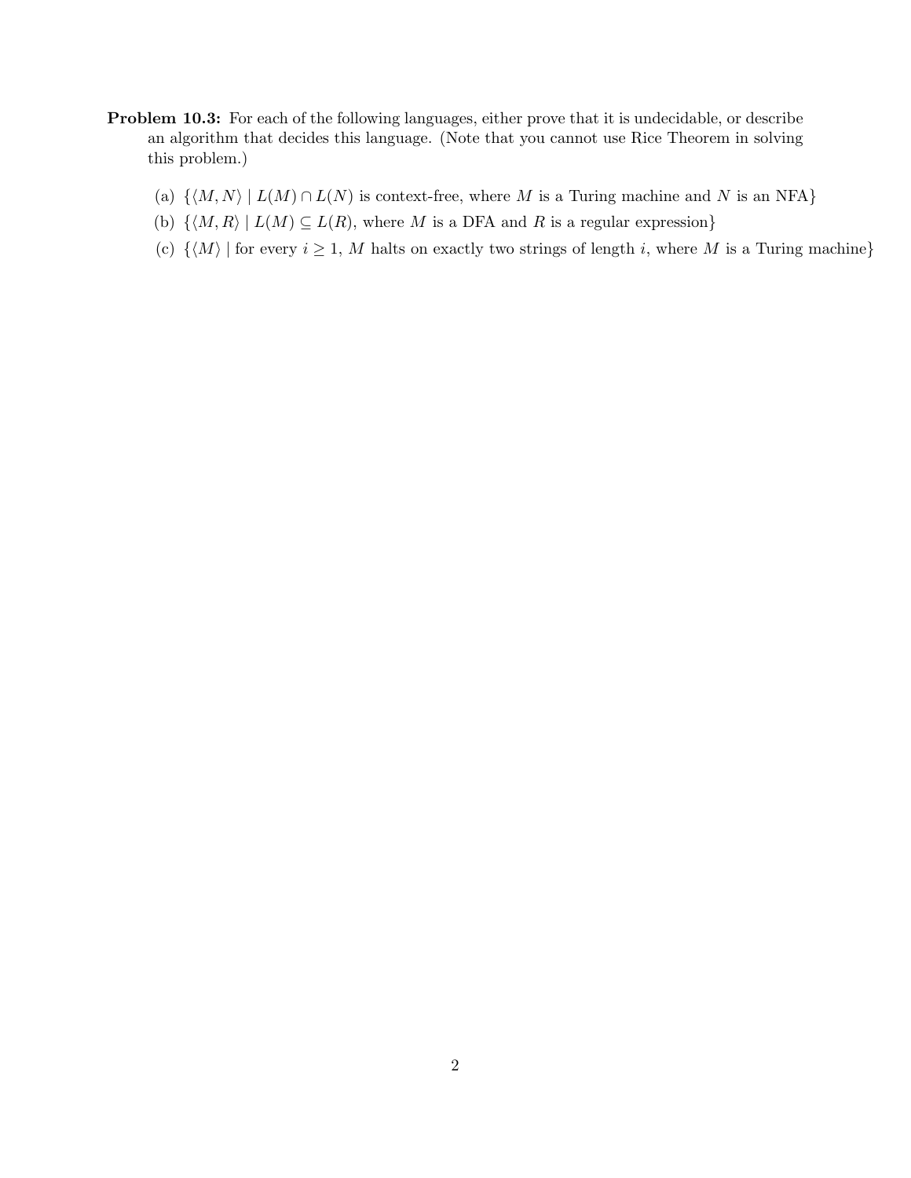**Problem 10.3:** For each of the following languages, either prove that it is undecidable, or describe an algorithm that decides this language. (Note that you cannot use Rice Theorem in solving this problem.)

(a) $\{\langle M, N \rangle \mid L(M) \cap L(N)$ is context-free, where $M$ is a Turing machine and $N$ is an NFA$\}$

(b) $\{\langle M, R \rangle \mid L(M) \subseteq L(R)$, where $M$ is a DFA and $R$ is a regular expression$\}$

(c) $\{\langle M \rangle \mid$ for every $i \geq 1$, $M$ halts on exactly two strings of length $i$, where $M$ is a Turing machine$\}$